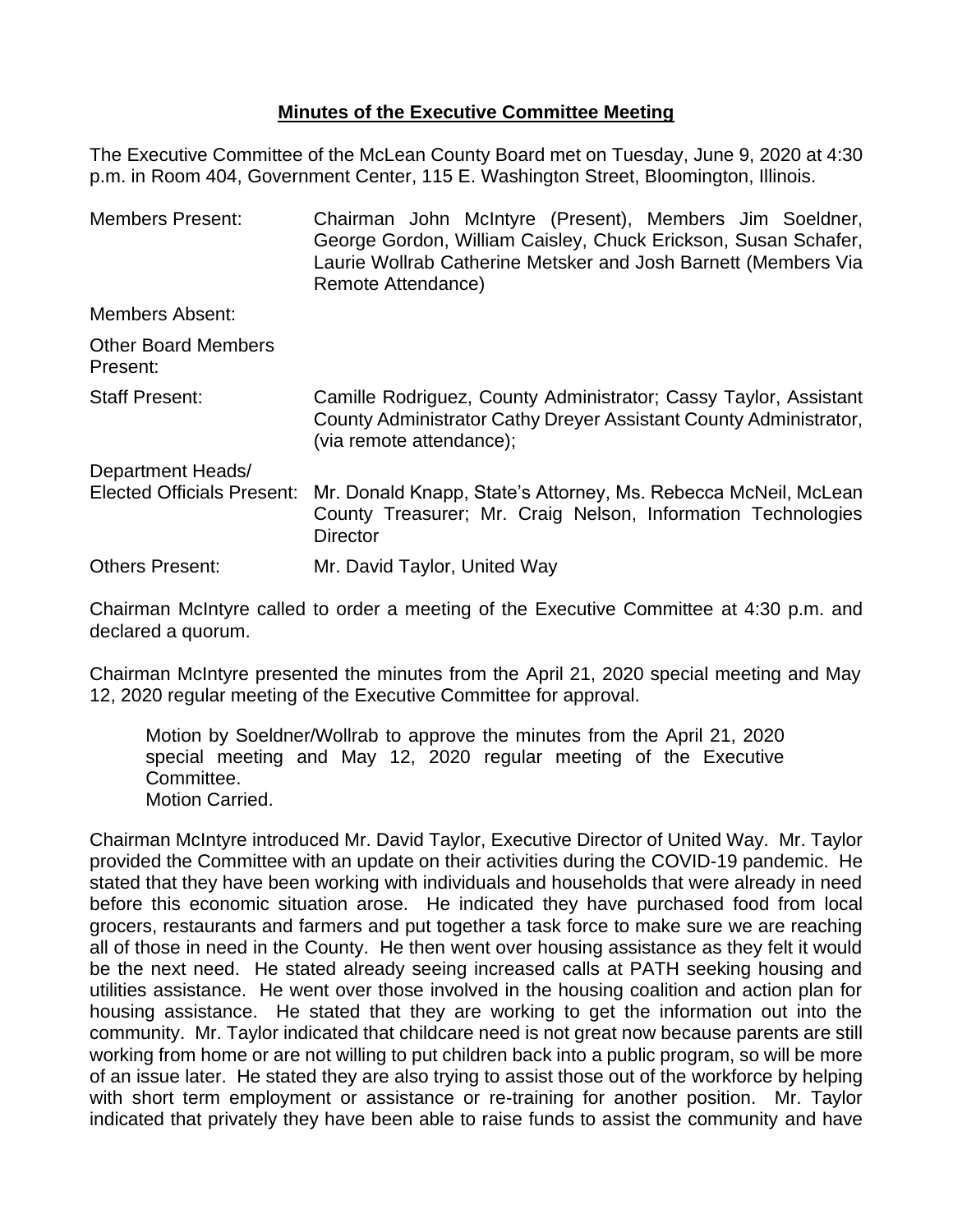**Minutes of the Executive Committee Meeting**

The Executive Committee of the McLean County Board met on Tuesday, June 9, 2020 at 4:30 p.m. in Room 404, Government Center, 115 E. Washington Street, Bloomington, Illinois.

| | |
|---|---|
| Members Present: | Chairman John McIntyre (Present), Members Jim Soeldner, George Gordon, William Caisley, Chuck Erickson, Susan Schafer, Laurie Wollrab Catherine Metsker and Josh Barnett (Members Via Remote Attendance) |
| Members Absent: | |
| Other Board Members Present: | |
| Staff Present: | Camille Rodriguez, County Administrator; Cassy Taylor, Assistant County Administrator Cathy Dreyer Assistant County Administrator, (via remote attendance); |
| Department Heads/ Elected Officials Present: | Mr. Donald Knapp, State's Attorney, Ms. Rebecca McNeil, McLean County Treasurer; Mr. Craig Nelson, Information Technologies Director |
| Others Present: | Mr. David Taylor, United Way |

Chairman McIntyre called to order a meeting of the Executive Committee at 4:30 p.m. and declared a quorum.

Chairman McIntyre presented the minutes from the April 21, 2020 special meeting and May 12, 2020 regular meeting of the Executive Committee for approval.

> Motion by Soeldner/Wollrab to approve the minutes from the April 21, 2020 special meeting and May 12, 2020 regular meeting of the Executive Committee.
> Motion Carried.

Chairman McIntyre introduced Mr. David Taylor, Executive Director of United Way. Mr. Taylor provided the Committee with an update on their activities during the COVID-19 pandemic. He stated that they have been working with individuals and households that were already in need before this economic situation arose. He indicated they have purchased food from local grocers, restaurants and farmers and put together a task force to make sure we are reaching all of those in need in the County. He then went over housing assistance as they felt it would be the next need. He stated already seeing increased calls at PATH seeking housing and utilities assistance. He went over those involved in the housing coalition and action plan for housing assistance. He stated that they are working to get the information out into the community. Mr. Taylor indicated that childcare need is not great now because parents are still working from home or are not willing to put children back into a public program, so will be more of an issue later. He stated they are also trying to assist those out of the workforce by helping with short term employment or assistance or re-training for another position. Mr. Taylor indicated that privately they have been able to raise funds to assist the community and have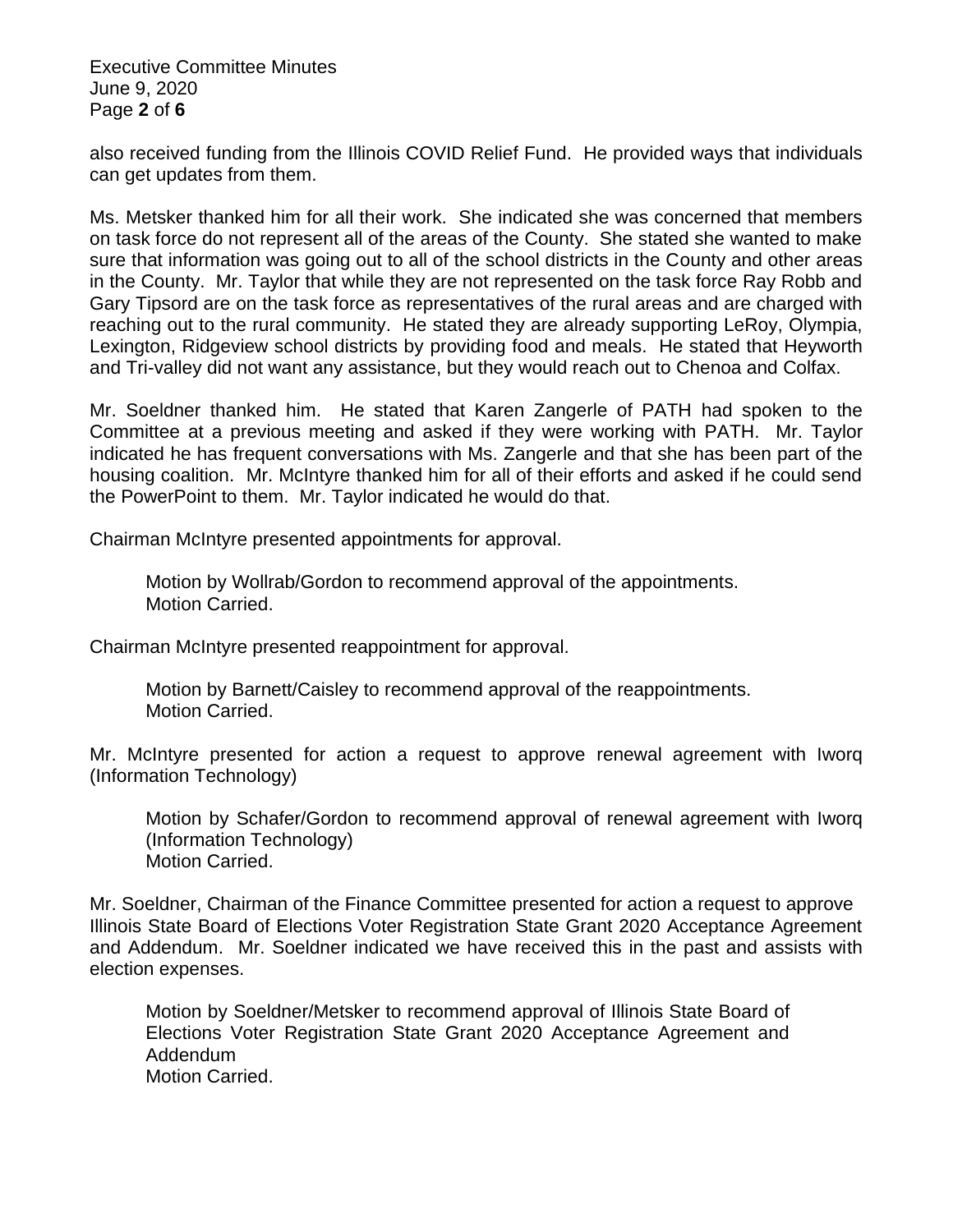also received funding from the Illinois COVID Relief Fund. He provided ways that individuals can get updates from them.

Ms. Metsker thanked him for all their work. She indicated she was concerned that members on task force do not represent all of the areas of the County. She stated she wanted to make sure that information was going out to all of the school districts in the County and other areas in the County. Mr. Taylor that while they are not represented on the task force Ray Robb and Gary Tipsord are on the task force as representatives of the rural areas and are charged with reaching out to the rural community. He stated they are already supporting LeRoy, Olympia, Lexington, Ridgeview school districts by providing food and meals. He stated that Heyworth and Tri-valley did not want any assistance, but they would reach out to Chenoa and Colfax.

Mr. Soeldner thanked him. He stated that Karen Zangerle of PATH had spoken to the Committee at a previous meeting and asked if they were working with PATH. Mr. Taylor indicated he has frequent conversations with Ms. Zangerle and that she has been part of the housing coalition. Mr. McIntyre thanked him for all of their efforts and asked if he could send the PowerPoint to them. Mr. Taylor indicated he would do that.

Chairman McIntyre presented appointments for approval.

> Motion by Wollrab/Gordon to recommend approval of the appointments.
> Motion Carried.

Chairman McIntyre presented reappointment for approval.

> Motion by Barnett/Caisley to recommend approval of the reappointments.
> Motion Carried.

Mr. McIntyre presented for action a request to approve renewal agreement with Iworq (Information Technology)

> Motion by Schafer/Gordon to recommend approval of renewal agreement with Iworq (Information Technology)
> Motion Carried.

Mr. Soeldner, Chairman of the Finance Committee presented for action a request to approve Illinois State Board of Elections Voter Registration State Grant 2020 Acceptance Agreement and Addendum. Mr. Soeldner indicated we have received this in the past and assists with election expenses.

> Motion by Soeldner/Metsker to recommend approval of Illinois State Board of Elections Voter Registration State Grant 2020 Acceptance Agreement and Addendum
> Motion Carried.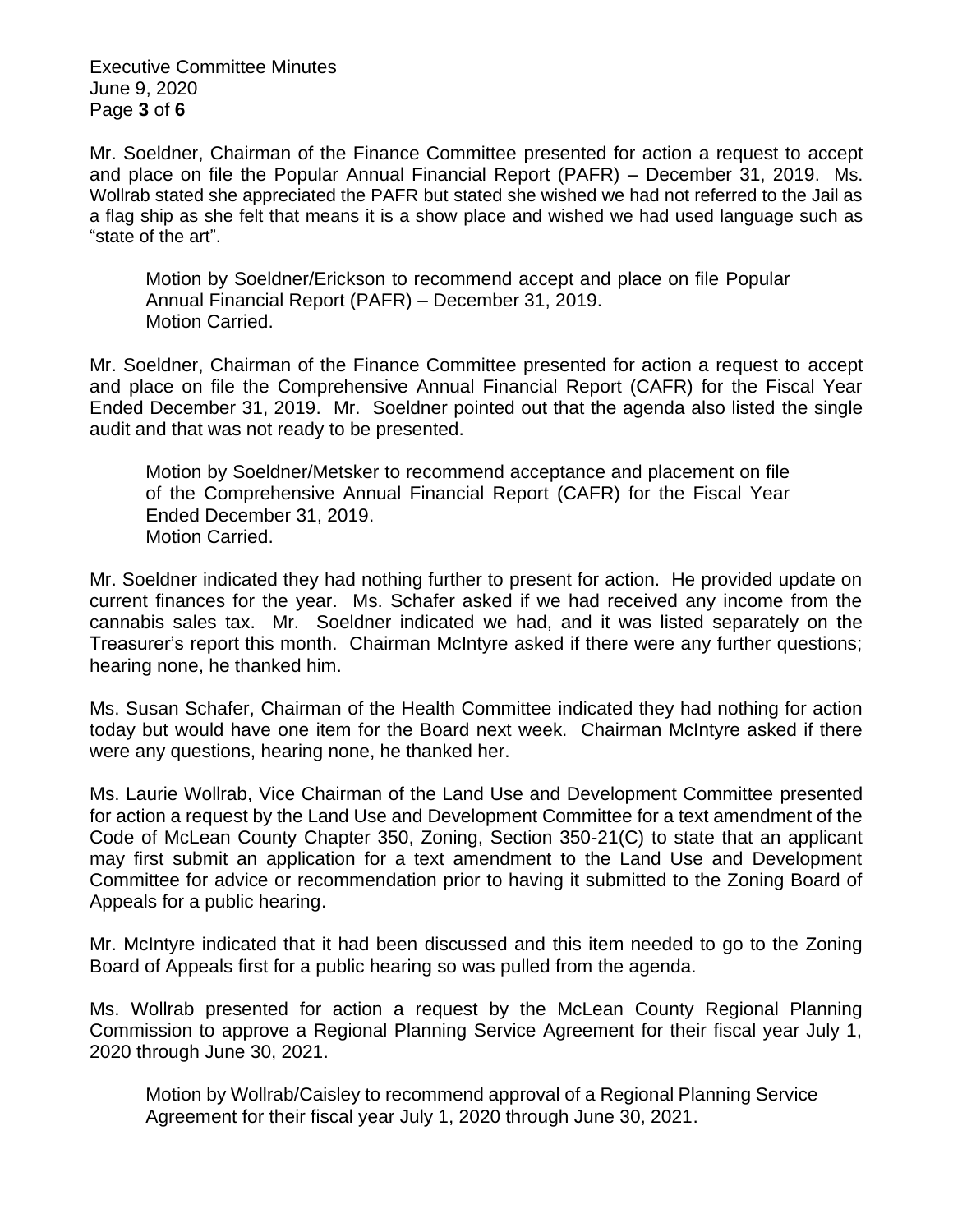Mr. Soeldner, Chairman of the Finance Committee presented for action a request to accept and place on file the Popular Annual Financial Report (PAFR) – December 31, 2019. Ms. Wollrab stated she appreciated the PAFR but stated she wished we had not referred to the Jail as a flag ship as she felt that means it is a show place and wished we had used language such as "state of the art".

> Motion by Soeldner/Erickson to recommend accept and place on file Popular Annual Financial Report (PAFR) – December 31, 2019.
> Motion Carried.

Mr. Soeldner, Chairman of the Finance Committee presented for action a request to accept and place on file the Comprehensive Annual Financial Report (CAFR) for the Fiscal Year Ended December 31, 2019. Mr. Soeldner pointed out that the agenda also listed the single audit and that was not ready to be presented.

> Motion by Soeldner/Metsker to recommend acceptance and placement on file of the Comprehensive Annual Financial Report (CAFR) for the Fiscal Year Ended December 31, 2019.
> Motion Carried.

Mr. Soeldner indicated they had nothing further to present for action. He provided update on current finances for the year. Ms. Schafer asked if we had received any income from the cannabis sales tax. Mr. Soeldner indicated we had, and it was listed separately on the Treasurer's report this month. Chairman McIntyre asked if there were any further questions; hearing none, he thanked him.

Ms. Susan Schafer, Chairman of the Health Committee indicated they had nothing for action today but would have one item for the Board next week. Chairman McIntyre asked if there were any questions, hearing none, he thanked her.

Ms. Laurie Wollrab, Vice Chairman of the Land Use and Development Committee presented for action a request by the Land Use and Development Committee for a text amendment of the Code of McLean County Chapter 350, Zoning, Section 350-21(C) to state that an applicant may first submit an application for a text amendment to the Land Use and Development Committee for advice or recommendation prior to having it submitted to the Zoning Board of Appeals for a public hearing.

Mr. McIntyre indicated that it had been discussed and this item needed to go to the Zoning Board of Appeals first for a public hearing so was pulled from the agenda.

Ms. Wollrab presented for action a request by the McLean County Regional Planning Commission to approve a Regional Planning Service Agreement for their fiscal year July 1, 2020 through June 30, 2021.

> Motion by Wollrab/Caisley to recommend approval of a Regional Planning Service Agreement for their fiscal year July 1, 2020 through June 30, 2021.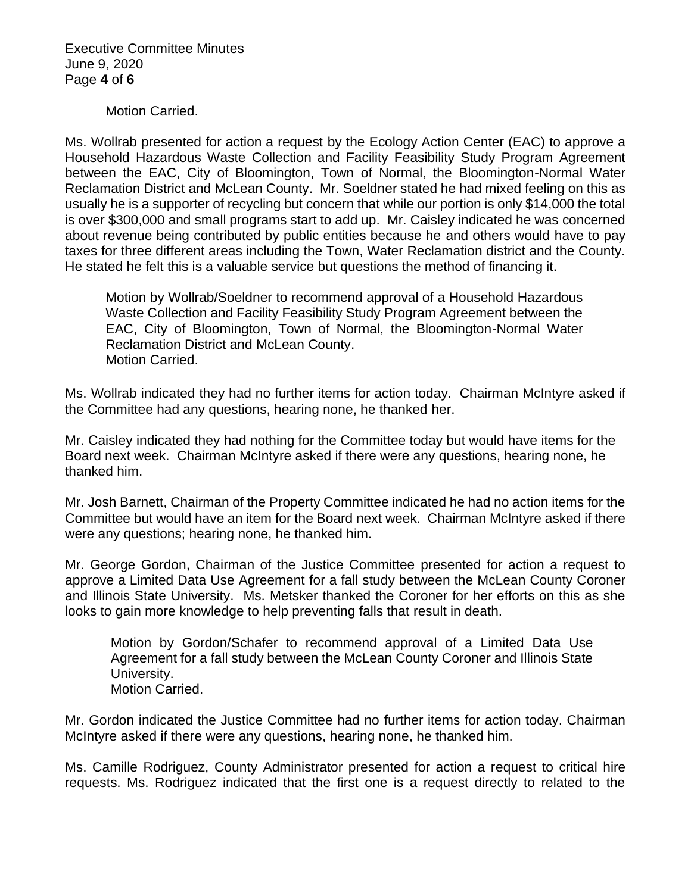Motion Carried.

Ms. Wollrab presented for action a request by the Ecology Action Center (EAC) to approve a Household Hazardous Waste Collection and Facility Feasibility Study Program Agreement between the EAC, City of Bloomington, Town of Normal, the Bloomington-Normal Water Reclamation District and McLean County. Mr. Soeldner stated he had mixed feeling on this as usually he is a supporter of recycling but concern that while our portion is only $14,000 the total is over $300,000 and small programs start to add up. Mr. Caisley indicated he was concerned about revenue being contributed by public entities because he and others would have to pay taxes for three different areas including the Town, Water Reclamation district and the County. He stated he felt this is a valuable service but questions the method of financing it.

> Motion by Wollrab/Soeldner to recommend approval of a Household Hazardous Waste Collection and Facility Feasibility Study Program Agreement between the EAC, City of Bloomington, Town of Normal, the Bloomington-Normal Water Reclamation District and McLean County.
> Motion Carried.

Ms. Wollrab indicated they had no further items for action today. Chairman McIntyre asked if the Committee had any questions, hearing none, he thanked her.

Mr. Caisley indicated they had nothing for the Committee today but would have items for the Board next week. Chairman McIntyre asked if there were any questions, hearing none, he thanked him.

Mr. Josh Barnett, Chairman of the Property Committee indicated he had no action items for the Committee but would have an item for the Board next week. Chairman McIntyre asked if there were any questions; hearing none, he thanked him.

Mr. George Gordon, Chairman of the Justice Committee presented for action a request to approve a Limited Data Use Agreement for a fall study between the McLean County Coroner and Illinois State University. Ms. Metsker thanked the Coroner for her efforts on this as she looks to gain more knowledge to help preventing falls that result in death.

> Motion by Gordon/Schafer to recommend approval of a Limited Data Use Agreement for a fall study between the McLean County Coroner and Illinois State University.
> Motion Carried.

Mr. Gordon indicated the Justice Committee had no further items for action today. Chairman McIntyre asked if there were any questions, hearing none, he thanked him.

Ms. Camille Rodriguez, County Administrator presented for action a request to critical hire requests. Ms. Rodriguez indicated that the first one is a request directly to related to the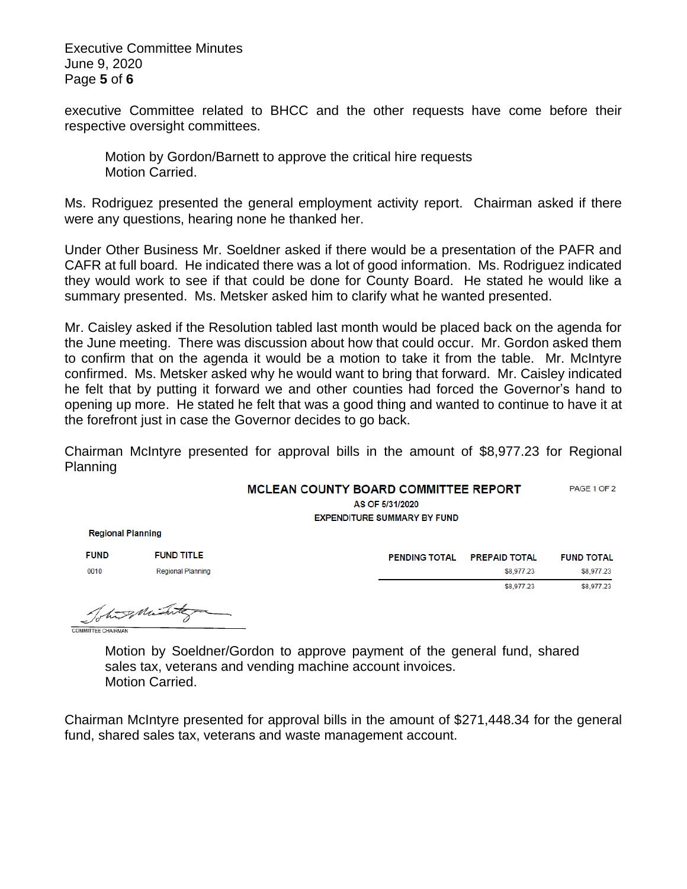executive Committee related to BHCC and the other requests have come before their respective oversight committees.

> Motion by Gordon/Barnett to approve the critical hire requests
> Motion Carried.

Ms. Rodriguez presented the general employment activity report. Chairman asked if there were any questions, hearing none he thanked her.

Under Other Business Mr. Soeldner asked if there would be a presentation of the PAFR and CAFR at full board. He indicated there was a lot of good information. Ms. Rodriguez indicated they would work to see if that could be done for County Board. He stated he would like a summary presented. Ms. Metsker asked him to clarify what he wanted presented.

Mr. Caisley asked if the Resolution tabled last month would be placed back on the agenda for the June meeting. There was discussion about how that could occur. Mr. Gordon asked them to confirm that on the agenda it would be a motion to take it from the table. Mr. McIntyre confirmed. Ms. Metsker asked why he would want to bring that forward. Mr. Caisley indicated he felt that by putting it forward we and other counties had forced the Governor's hand to opening up more. He stated he felt that was a good thing and wanted to continue to have it at the forefront just in case the Governor decides to go back.

Chairman McIntyre presented for approval bills in the amount of $8,977.23 for Regional Planning

**MCLEAN COUNTY BOARD COMMITTEE REPORT** PAGE 1 OF 2

**AS OF 5/31/2020**

**EXPENDITURE SUMMARY BY FUND**

**Regional Planning**

| FUND | FUND TITLE | PENDING TOTAL | PREPAID TOTAL | FUND TOTAL |
|---|---|---|---|---|
| 0010 | Regional Planning | | $8,977.23 | $8,977.23 |
| | | | $8,977.23 | $8,977.23 |

COMMITTEE CHAIRMAN

> Motion by Soeldner/Gordon to approve payment of the general fund, shared sales tax, veterans and vending machine account invoices.
> Motion Carried.

Chairman McIntyre presented for approval bills in the amount of $271,448.34 for the general fund, shared sales tax, veterans and waste management account.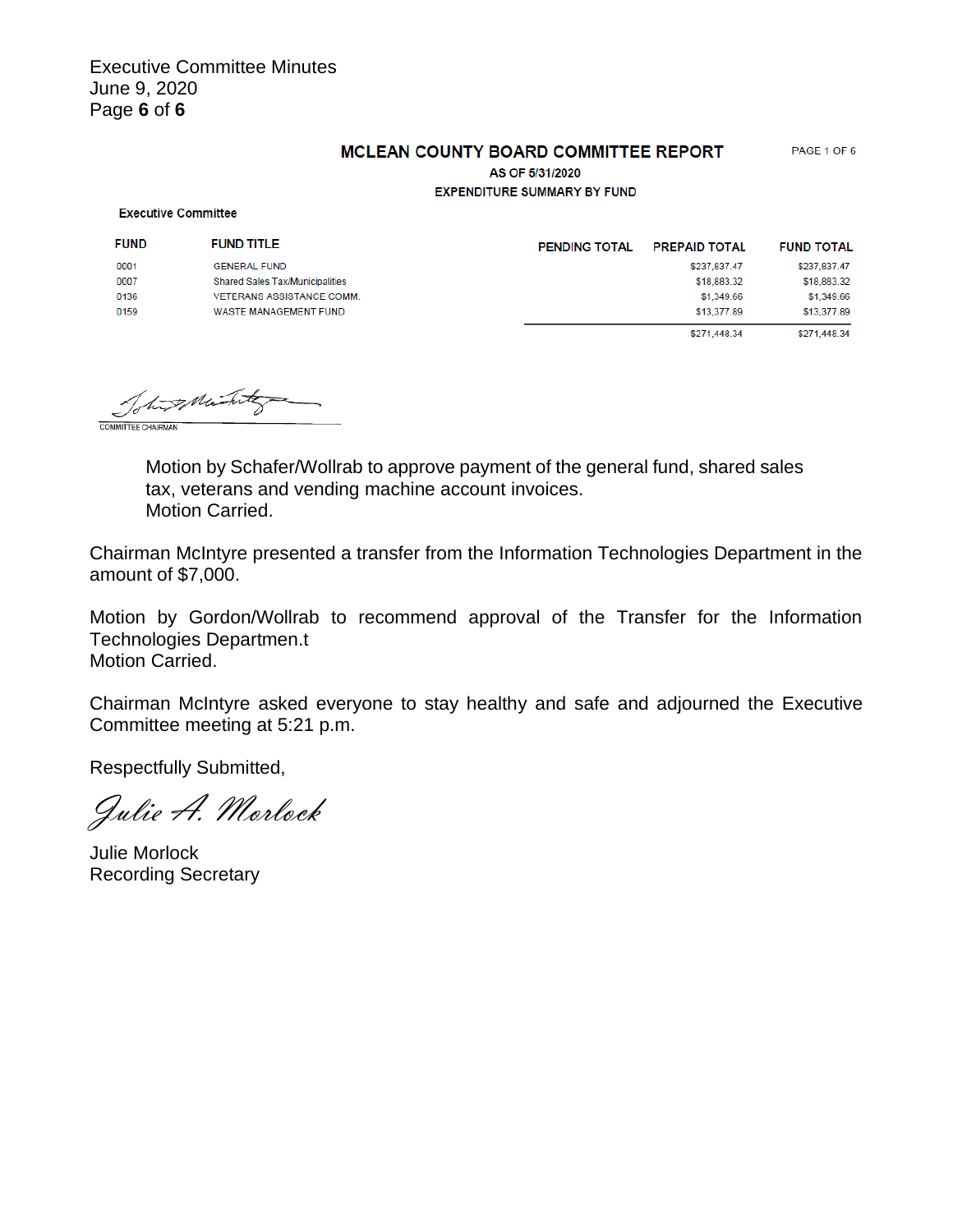## MCLEAN COUNTY BOARD COMMITTEE REPORT

PAGE 1 OF 6

AS OF 5/31/2020

EXPENDITURE SUMMARY BY FUND

**Executive Committee**

| FUND | FUND TITLE | PENDING TOTAL | PREPAID TOTAL | FUND TOTAL |
|---|---|---|---|---|
| 0001 | GENERAL FUND | | $237,837.47 | $237,837.47 |
| 0007 | Shared Sales Tax/Municipalities | | $18,883.32 | $18,883.32 |
| 0136 | VETERANS ASSISTANCE COMM. | | $1,349.66 | $1,349.66 |
| 0159 | WASTE MANAGEMENT FUND | | $13,377.89 | $13,377.89 |
| | | | $271,448.34 | $271,448.34 |

COMMITTEE CHAIRMAN

Motion by Schafer/Wollrab to approve payment of the general fund, shared sales tax, veterans and vending machine account invoices.
Motion Carried.

Chairman McIntyre presented a transfer from the Information Technologies Department in the amount of $7,000.

Motion by Gordon/Wollrab to recommend approval of the Transfer for the Information Technologies Departmen.t
Motion Carried.

Chairman McIntyre asked everyone to stay healthy and safe and adjourned the Executive Committee meeting at 5:21 p.m.

Respectfully Submitted,

*Julie A. Morlock*

Julie Morlock
Recording Secretary